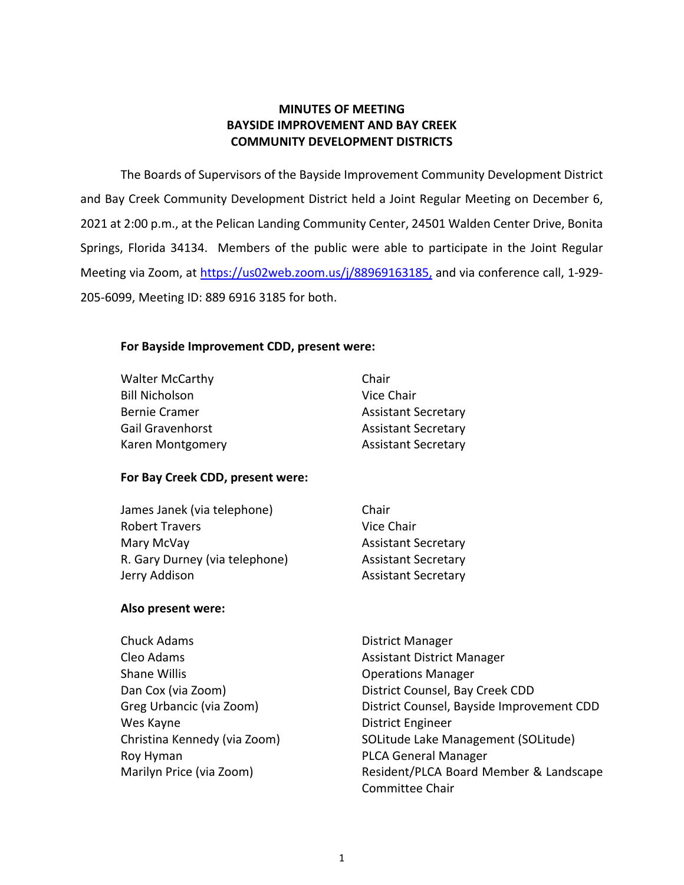# MINUTES OF MEETING
# BAYSIDE IMPROVEMENT AND BAY CREEK COMMUNITY DEVELOPMENT DISTRICTS

The Boards of Supervisors of the Bayside Improvement Community Development District and Bay Creek Community Development District held a Joint Regular Meeting on December 6, 2021 at 2:00 p.m., at the Pelican Landing Community Center, 24501 Walden Center Drive, Bonita Springs, Florida 34134. Members of the public were able to participate in the Joint Regular Meeting via Zoom, at https://us02web.zoom.us/j/88969163185, and via conference call, 1-929-205-6099, Meeting ID: 889 6916 3185 for both.

**For Bayside Improvement CDD, present were:**

| | |
|---|---|
| Walter McCarthy | Chair |
| Bill Nicholson | Vice Chair |
| Bernie Cramer | Assistant Secretary |
| Gail Gravenhorst | Assistant Secretary |
| Karen Montgomery | Assistant Secretary |

**For Bay Creek CDD, present were:**

| | |
|---|---|
| James Janek (via telephone) | Chair |
| Robert Travers | Vice Chair |
| Mary McVay | Assistant Secretary |
| R. Gary Durney (via telephone) | Assistant Secretary |
| Jerry Addison | Assistant Secretary |

**Also present were:**

| | |
|---|---|
| Chuck Adams | District Manager |
| Cleo Adams | Assistant District Manager |
| Shane Willis | Operations Manager |
| Dan Cox (via Zoom) | District Counsel, Bay Creek CDD |
| Greg Urbancic (via Zoom) | District Counsel, Bayside Improvement CDD |
| Wes Kayne | District Engineer |
| Christina Kennedy (via Zoom) | SOLitude Lake Management (SOLitude) |
| Roy Hyman | PLCA General Manager |
| Marilyn Price (via Zoom) | Resident/PLCA Board Member & Landscape Committee Chair |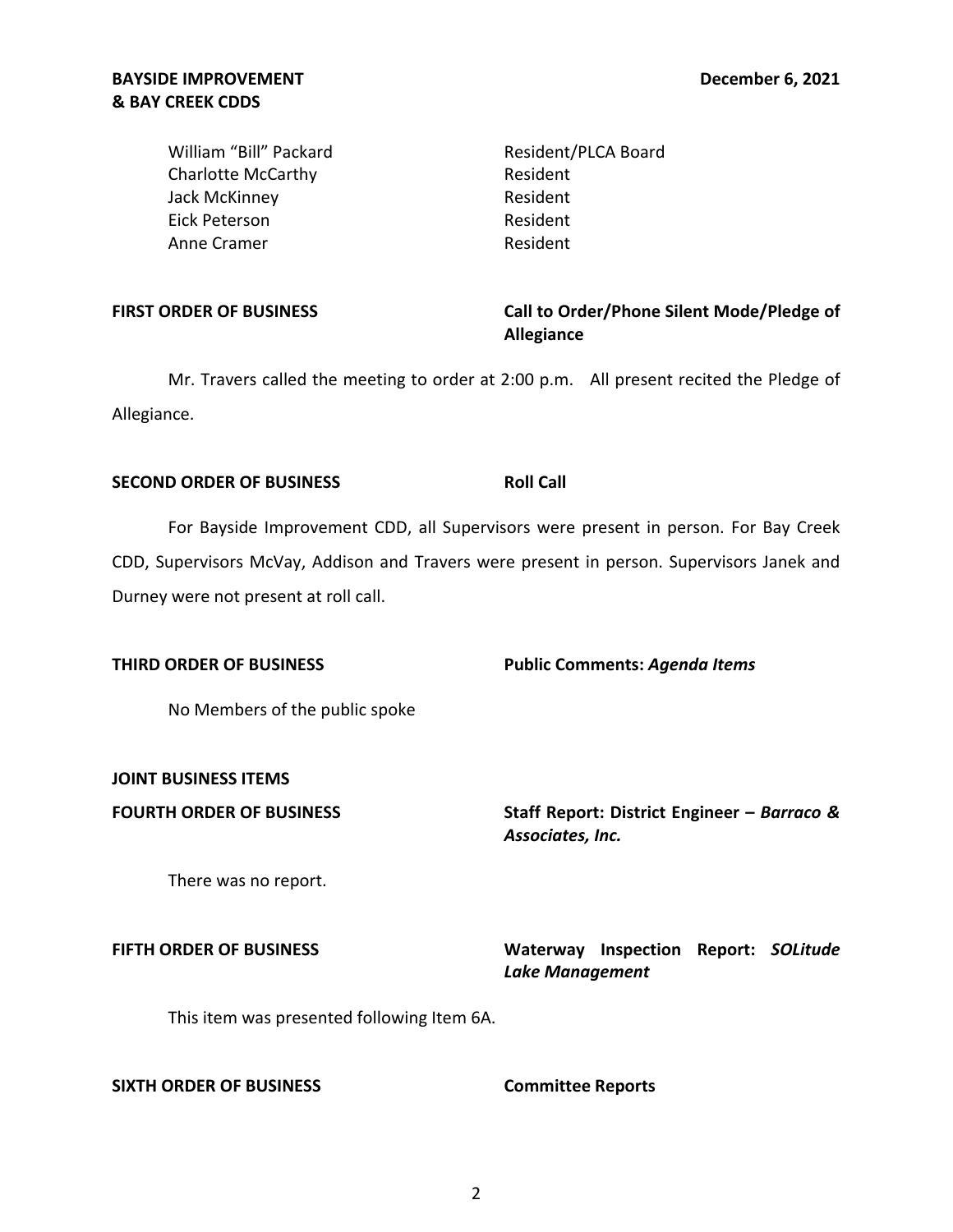| | |
|---|---|
| William "Bill" Packard | Resident/PLCA Board |
| Charlotte McCarthy | Resident |
| Jack McKinney | Resident |
| Eick Peterson | Resident |
| Anne Cramer | Resident |

**FIRST ORDER OF BUSINESS** **Call to Order/Phone Silent Mode/Pledge of Allegiance**

Mr. Travers called the meeting to order at 2:00 p.m. All present recited the Pledge of Allegiance.

**SECOND ORDER OF BUSINESS** **Roll Call**

For Bayside Improvement CDD, all Supervisors were present in person. For Bay Creek CDD, Supervisors McVay, Addison and Travers were present in person. Supervisors Janek and Durney were not present at roll call.

**THIRD ORDER OF BUSINESS** **Public Comments: *Agenda Items***

No Members of the public spoke

**JOINT BUSINESS ITEMS**

**FOURTH ORDER OF BUSINESS** **Staff Report: District Engineer – *Barraco & Associates, Inc.***

There was no report.

**FIFTH ORDER OF BUSINESS** **Waterway Inspection Report: *SOLitude Lake Management***

This item was presented following Item 6A.

**SIXTH ORDER OF BUSINESS** **Committee Reports**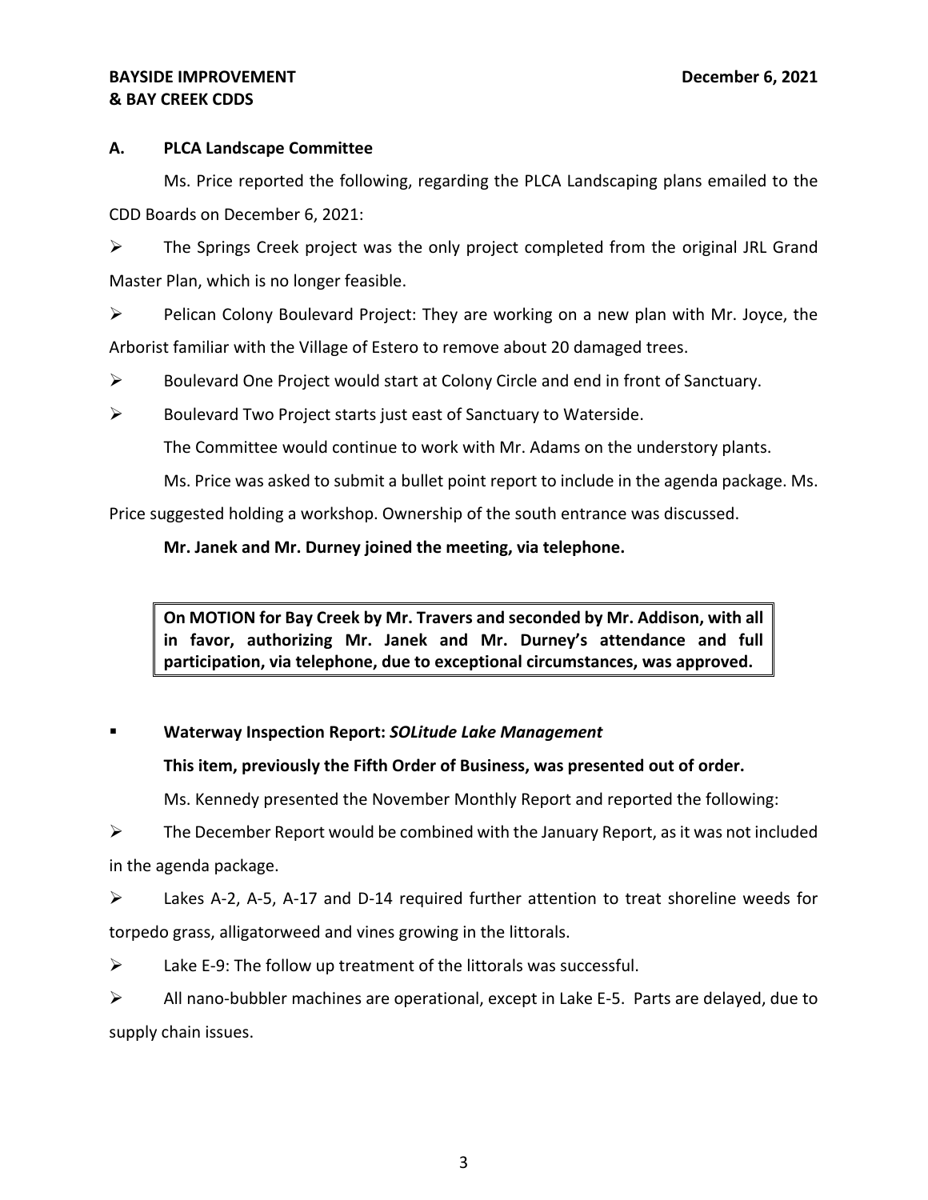### A. PLCA Landscape Committee

Ms. Price reported the following, regarding the PLCA Landscaping plans emailed to the CDD Boards on December 6, 2021:

- The Springs Creek project was the only project completed from the original JRL Grand Master Plan, which is no longer feasible.
- Pelican Colony Boulevard Project: They are working on a new plan with Mr. Joyce, the Arborist familiar with the Village of Estero to remove about 20 damaged trees.
- Boulevard One Project would start at Colony Circle and end in front of Sanctuary.
- Boulevard Two Project starts just east of Sanctuary to Waterside.

The Committee would continue to work with Mr. Adams on the understory plants.

Ms. Price was asked to submit a bullet point report to include in the agenda package. Ms. Price suggested holding a workshop. Ownership of the south entrance was discussed.

**Mr. Janek and Mr. Durney joined the meeting, via telephone.**

> **On MOTION for Bay Creek by Mr. Travers and seconded by Mr. Addison, with all in favor, authorizing Mr. Janek and Mr. Durney's attendance and full participation, via telephone, due to exceptional circumstances, was approved.**

- **Waterway Inspection Report:** ***SOLitude Lake Management***

**This item, previously the Fifth Order of Business, was presented out of order.**

Ms. Kennedy presented the November Monthly Report and reported the following:

- The December Report would be combined with the January Report, as it was not included in the agenda package.
- Lakes A-2, A-5, A-17 and D-14 required further attention to treat shoreline weeds for torpedo grass, alligatorweed and vines growing in the littorals.
- Lake E-9: The follow up treatment of the littorals was successful.
- All nano-bubbler machines are operational, except in Lake E-5. Parts are delayed, due to supply chain issues.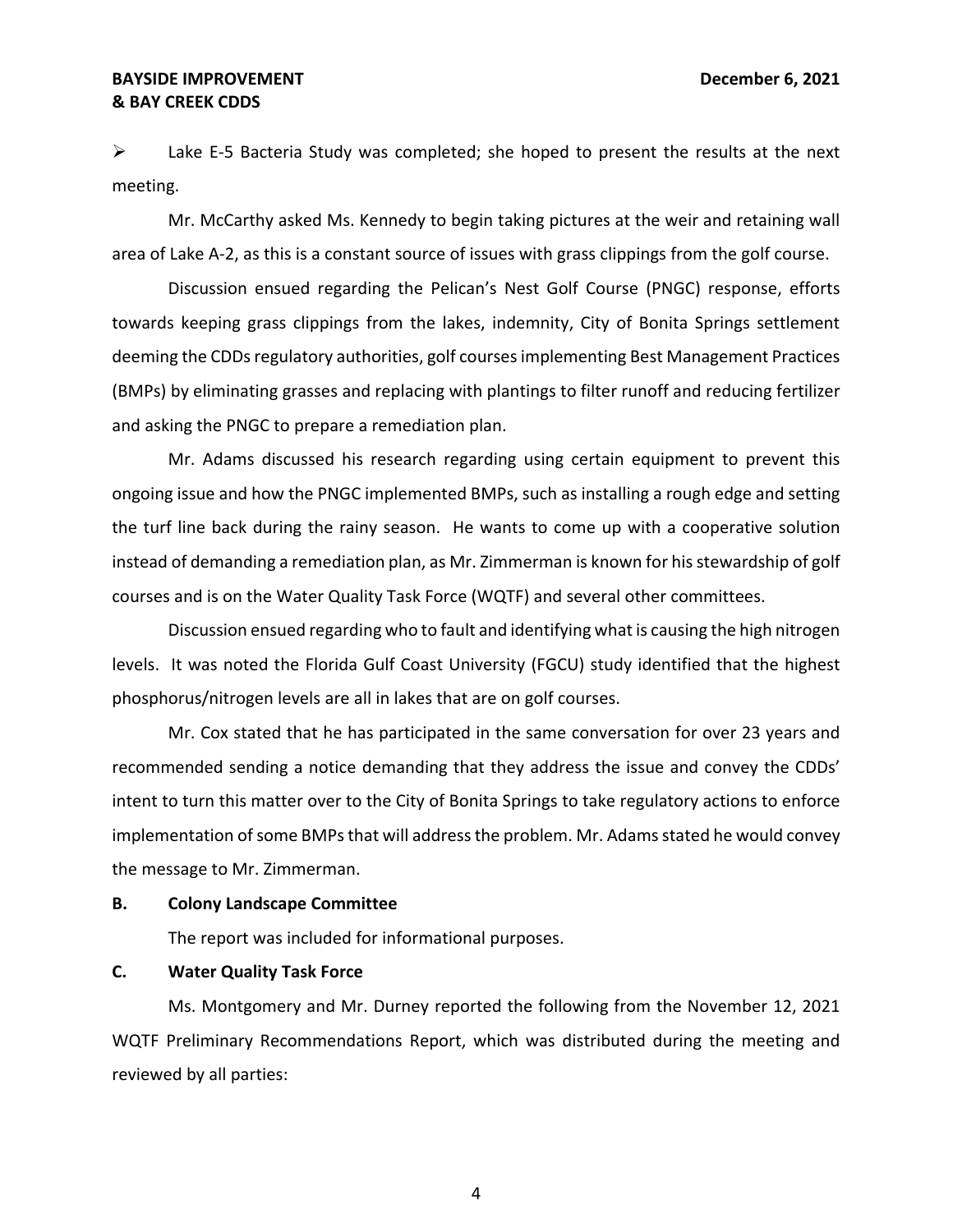- Lake E-5 Bacteria Study was completed; she hoped to present the results at the next meeting.

Mr. McCarthy asked Ms. Kennedy to begin taking pictures at the weir and retaining wall area of Lake A-2, as this is a constant source of issues with grass clippings from the golf course.

Discussion ensued regarding the Pelican's Nest Golf Course (PNGC) response, efforts towards keeping grass clippings from the lakes, indemnity, City of Bonita Springs settlement deeming the CDDs regulatory authorities, golf courses implementing Best Management Practices (BMPs) by eliminating grasses and replacing with plantings to filter runoff and reducing fertilizer and asking the PNGC to prepare a remediation plan.

Mr. Adams discussed his research regarding using certain equipment to prevent this ongoing issue and how the PNGC implemented BMPs, such as installing a rough edge and setting the turf line back during the rainy season. He wants to come up with a cooperative solution instead of demanding a remediation plan, as Mr. Zimmerman is known for his stewardship of golf courses and is on the Water Quality Task Force (WQTF) and several other committees.

Discussion ensued regarding who to fault and identifying what is causing the high nitrogen levels. It was noted the Florida Gulf Coast University (FGCU) study identified that the highest phosphorus/nitrogen levels are all in lakes that are on golf courses.

Mr. Cox stated that he has participated in the same conversation for over 23 years and recommended sending a notice demanding that they address the issue and convey the CDDs' intent to turn this matter over to the City of Bonita Springs to take regulatory actions to enforce implementation of some BMPs that will address the problem. Mr. Adams stated he would convey the message to Mr. Zimmerman.

**B. Colony Landscape Committee**

The report was included for informational purposes.

**C. Water Quality Task Force**

Ms. Montgomery and Mr. Durney reported the following from the November 12, 2021 WQTF Preliminary Recommendations Report, which was distributed during the meeting and reviewed by all parties: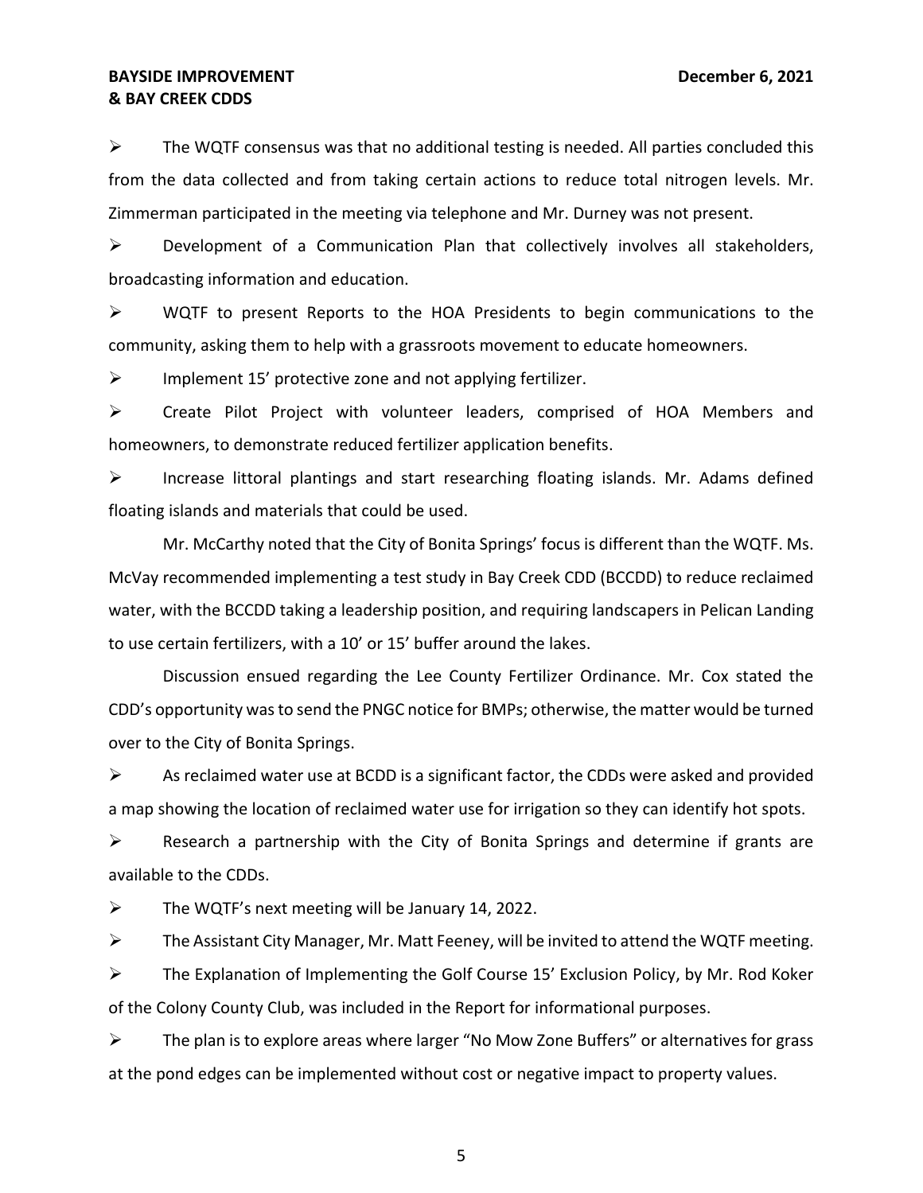- The WQTF consensus was that no additional testing is needed. All parties concluded this from the data collected and from taking certain actions to reduce total nitrogen levels. Mr. Zimmerman participated in the meeting via telephone and Mr. Durney was not present.
- Development of a Communication Plan that collectively involves all stakeholders, broadcasting information and education.
- WQTF to present Reports to the HOA Presidents to begin communications to the community, asking them to help with a grassroots movement to educate homeowners.
- Implement 15' protective zone and not applying fertilizer.
- Create Pilot Project with volunteer leaders, comprised of HOA Members and homeowners, to demonstrate reduced fertilizer application benefits.
- Increase littoral plantings and start researching floating islands. Mr. Adams defined floating islands and materials that could be used.

Mr. McCarthy noted that the City of Bonita Springs' focus is different than the WQTF. Ms. McVay recommended implementing a test study in Bay Creek CDD (BCCDD) to reduce reclaimed water, with the BCCDD taking a leadership position, and requiring landscapers in Pelican Landing to use certain fertilizers, with a 10' or 15' buffer around the lakes.

Discussion ensued regarding the Lee County Fertilizer Ordinance. Mr. Cox stated the CDD's opportunity was to send the PNGC notice for BMPs; otherwise, the matter would be turned over to the City of Bonita Springs.

- As reclaimed water use at BCDD is a significant factor, the CDDs were asked and provided a map showing the location of reclaimed water use for irrigation so they can identify hot spots.
- Research a partnership with the City of Bonita Springs and determine if grants are available to the CDDs.
- The WQTF's next meeting will be January 14, 2022.
- The Assistant City Manager, Mr. Matt Feeney, will be invited to attend the WQTF meeting.
- The Explanation of Implementing the Golf Course 15' Exclusion Policy, by Mr. Rod Koker of the Colony County Club, was included in the Report for informational purposes.
- The plan is to explore areas where larger "No Mow Zone Buffers" or alternatives for grass at the pond edges can be implemented without cost or negative impact to property values.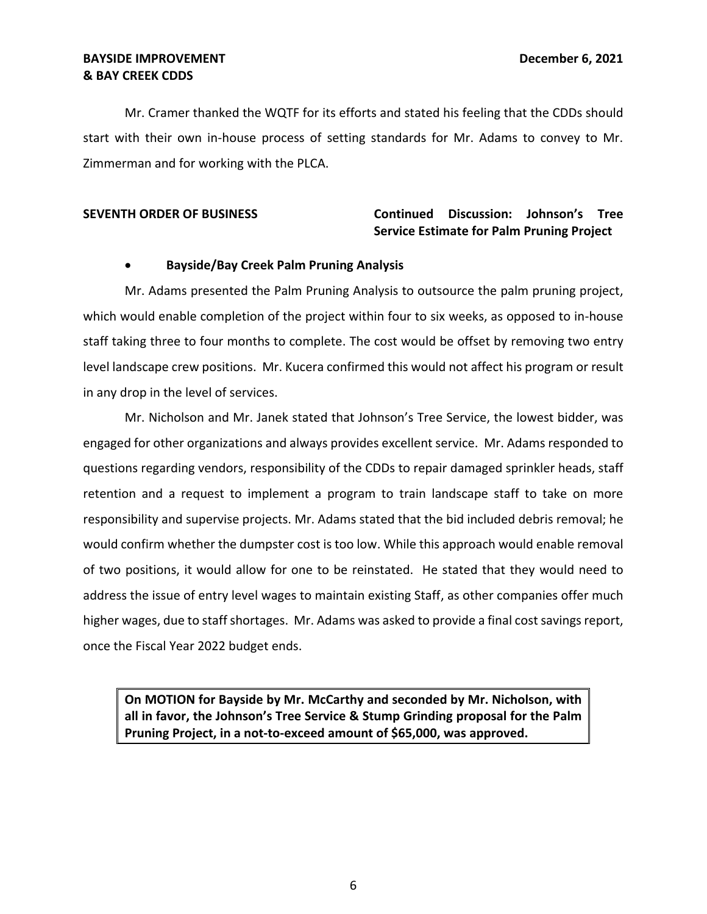Mr. Cramer thanked the WQTF for its efforts and stated his feeling that the CDDs should start with their own in-house process of setting standards for Mr. Adams to convey to Mr. Zimmerman and for working with the PLCA.

**SEVENTH ORDER OF BUSINESS** **Continued Discussion: Johnson's Tree Service Estimate for Palm Pruning Project**

- **Bayside/Bay Creek Palm Pruning Analysis**

Mr. Adams presented the Palm Pruning Analysis to outsource the palm pruning project, which would enable completion of the project within four to six weeks, as opposed to in-house staff taking three to four months to complete. The cost would be offset by removing two entry level landscape crew positions. Mr. Kucera confirmed this would not affect his program or result in any drop in the level of services.

Mr. Nicholson and Mr. Janek stated that Johnson's Tree Service, the lowest bidder, was engaged for other organizations and always provides excellent service. Mr. Adams responded to questions regarding vendors, responsibility of the CDDs to repair damaged sprinkler heads, staff retention and a request to implement a program to train landscape staff to take on more responsibility and supervise projects. Mr. Adams stated that the bid included debris removal; he would confirm whether the dumpster cost is too low. While this approach would enable removal of two positions, it would allow for one to be reinstated. He stated that they would need to address the issue of entry level wages to maintain existing Staff, as other companies offer much higher wages, due to staff shortages. Mr. Adams was asked to provide a final cost savings report, once the Fiscal Year 2022 budget ends.

**On MOTION for Bayside by Mr. McCarthy and seconded by Mr. Nicholson, with all in favor, the Johnson's Tree Service & Stump Grinding proposal for the Palm Pruning Project, in a not-to-exceed amount of $65,000, was approved.**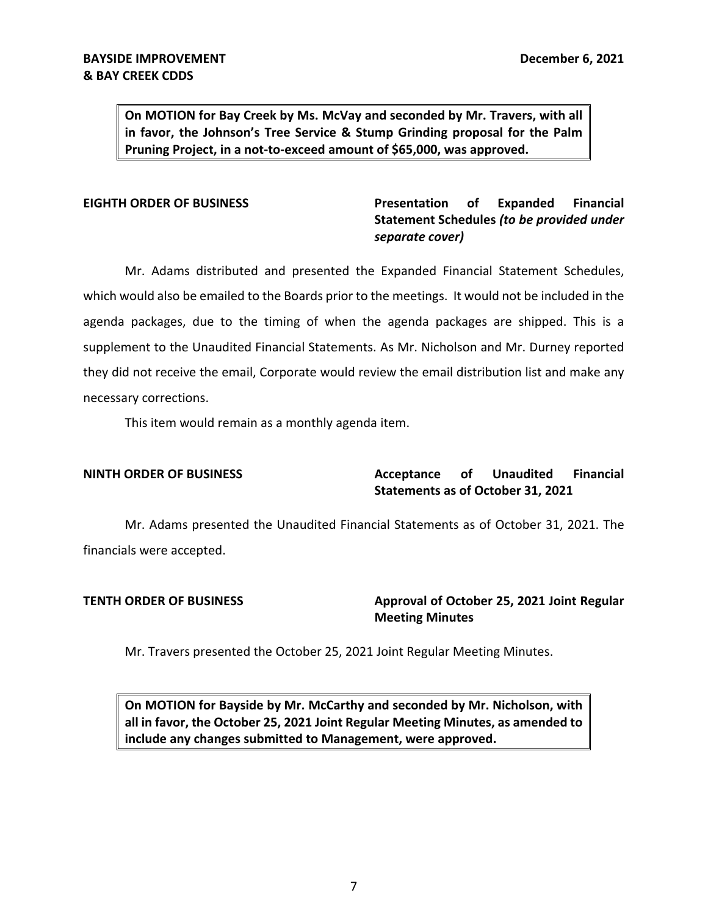**On MOTION for Bay Creek by Ms. McVay and seconded by Mr. Travers, with all in favor, the Johnson's Tree Service & Stump Grinding proposal for the Palm Pruning Project, in a not-to-exceed amount of $65,000, was approved.**

**EIGHTH ORDER OF BUSINESS** **Presentation of Expanded Financial Statement Schedules *(to be provided under separate cover)***

Mr. Adams distributed and presented the Expanded Financial Statement Schedules, which would also be emailed to the Boards prior to the meetings. It would not be included in the agenda packages, due to the timing of when the agenda packages are shipped. This is a supplement to the Unaudited Financial Statements. As Mr. Nicholson and Mr. Durney reported they did not receive the email, Corporate would review the email distribution list and make any necessary corrections.

This item would remain as a monthly agenda item.

**NINTH ORDER OF BUSINESS** **Acceptance of Unaudited Financial Statements as of October 31, 2021**

Mr. Adams presented the Unaudited Financial Statements as of October 31, 2021. The financials were accepted.

**TENTH ORDER OF BUSINESS** **Approval of October 25, 2021 Joint Regular Meeting Minutes**

Mr. Travers presented the October 25, 2021 Joint Regular Meeting Minutes.

**On MOTION for Bayside by Mr. McCarthy and seconded by Mr. Nicholson, with all in favor, the October 25, 2021 Joint Regular Meeting Minutes, as amended to include any changes submitted to Management, were approved.**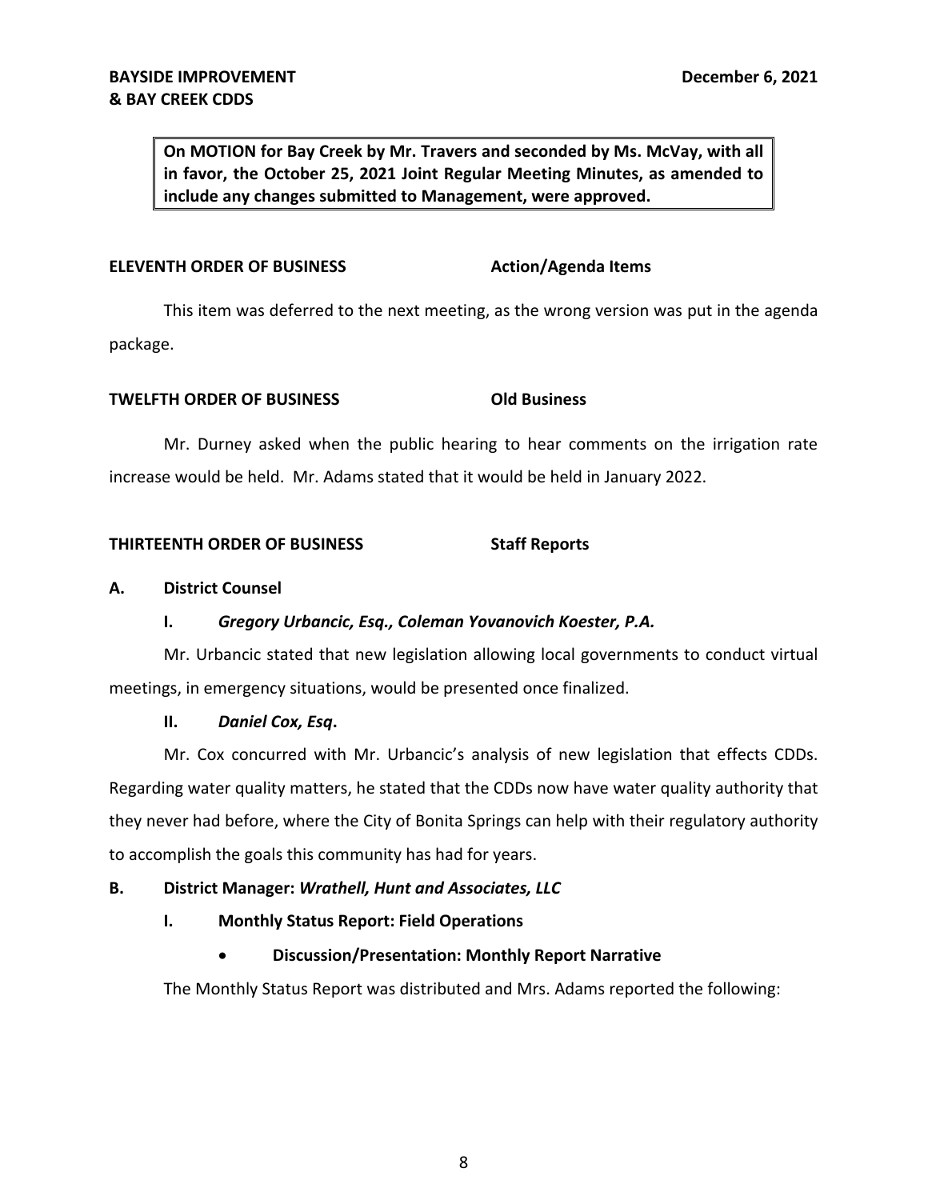**On MOTION for Bay Creek by Mr. Travers and seconded by Ms. McVay, with all in favor, the October 25, 2021 Joint Regular Meeting Minutes, as amended to include any changes submitted to Management, were approved.**

**ELEVENTH ORDER OF BUSINESS Action/Agenda Items**

This item was deferred to the next meeting, as the wrong version was put in the agenda package.

**TWELFTH ORDER OF BUSINESS Old Business**

Mr. Durney asked when the public hearing to hear comments on the irrigation rate increase would be held. Mr. Adams stated that it would be held in January 2022.

**THIRTEENTH ORDER OF BUSINESS Staff Reports**

**A. District Counsel**

**I. *Gregory Urbancic, Esq., Coleman Yovanovich Koester, P.A.***

Mr. Urbancic stated that new legislation allowing local governments to conduct virtual meetings, in emergency situations, would be presented once finalized.

**II. *Daniel Cox, Esq*.**

Mr. Cox concurred with Mr. Urbancic's analysis of new legislation that effects CDDs. Regarding water quality matters, he stated that the CDDs now have water quality authority that they never had before, where the City of Bonita Springs can help with their regulatory authority to accomplish the goals this community has had for years.

**B. District Manager: *Wrathell, Hunt and Associates, LLC***

**I. Monthly Status Report: Field Operations**

- **Discussion/Presentation: Monthly Report Narrative**

The Monthly Status Report was distributed and Mrs. Adams reported the following: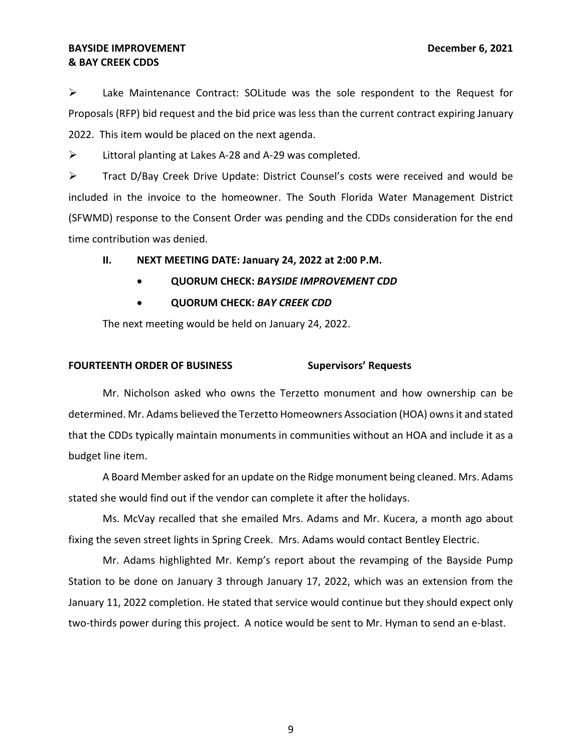- Lake Maintenance Contract: SOLitude was the sole respondent to the Request for Proposals (RFP) bid request and the bid price was less than the current contract expiring January 2022. This item would be placed on the next agenda.
- Littoral planting at Lakes A-28 and A-29 was completed.
- Tract D/Bay Creek Drive Update: District Counsel's costs were received and would be included in the invoice to the homeowner. The South Florida Water Management District (SFWMD) response to the Consent Order was pending and the CDDs consideration for the end time contribution was denied.

**II. NEXT MEETING DATE: January 24, 2022 at 2:00 P.M.**

- **QUORUM CHECK:** ***BAYSIDE IMPROVEMENT CDD***
- **QUORUM CHECK:** ***BAY CREEK CDD***

The next meeting would be held on January 24, 2022.

**FOURTEENTH ORDER OF BUSINESS** **Supervisors' Requests**

Mr. Nicholson asked who owns the Terzetto monument and how ownership can be determined. Mr. Adams believed the Terzetto Homeowners Association (HOA) owns it and stated that the CDDs typically maintain monuments in communities without an HOA and include it as a budget line item.

A Board Member asked for an update on the Ridge monument being cleaned. Mrs. Adams stated she would find out if the vendor can complete it after the holidays.

Ms. McVay recalled that she emailed Mrs. Adams and Mr. Kucera, a month ago about fixing the seven street lights in Spring Creek. Mrs. Adams would contact Bentley Electric.

Mr. Adams highlighted Mr. Kemp's report about the revamping of the Bayside Pump Station to be done on January 3 through January 17, 2022, which was an extension from the January 11, 2022 completion. He stated that service would continue but they should expect only two-thirds power during this project. A notice would be sent to Mr. Hyman to send an e-blast.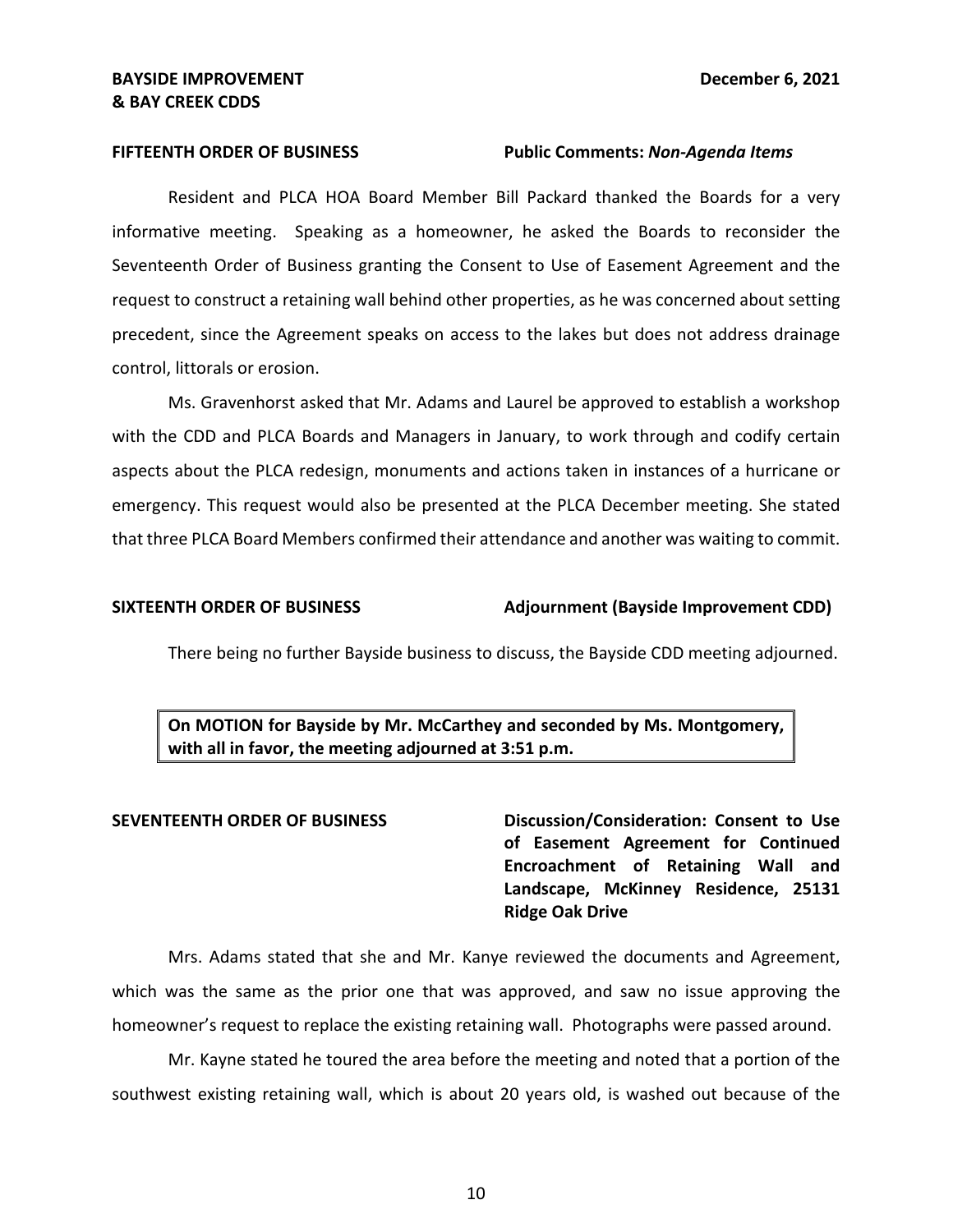**FIFTEENTH ORDER OF BUSINESS** **Public Comments: *Non-Agenda Items***

Resident and PLCA HOA Board Member Bill Packard thanked the Boards for a very informative meeting. Speaking as a homeowner, he asked the Boards to reconsider the Seventeenth Order of Business granting the Consent to Use of Easement Agreement and the request to construct a retaining wall behind other properties, as he was concerned about setting precedent, since the Agreement speaks on access to the lakes but does not address drainage control, littorals or erosion.

Ms. Gravenhorst asked that Mr. Adams and Laurel be approved to establish a workshop with the CDD and PLCA Boards and Managers in January, to work through and codify certain aspects about the PLCA redesign, monuments and actions taken in instances of a hurricane or emergency. This request would also be presented at the PLCA December meeting. She stated that three PLCA Board Members confirmed their attendance and another was waiting to commit.

**SIXTEENTH ORDER OF BUSINESS** **Adjournment (Bayside Improvement CDD)**

There being no further Bayside business to discuss, the Bayside CDD meeting adjourned.

> **On MOTION for Bayside by Mr. McCarthey and seconded by Ms. Montgomery, with all in favor, the meeting adjourned at 3:51 p.m.**

**SEVENTEENTH ORDER OF BUSINESS** **Discussion/Consideration: Consent to Use of Easement Agreement for Continued Encroachment of Retaining Wall and Landscape, McKinney Residence, 25131 Ridge Oak Drive**

Mrs. Adams stated that she and Mr. Kanye reviewed the documents and Agreement, which was the same as the prior one that was approved, and saw no issue approving the homeowner's request to replace the existing retaining wall. Photographs were passed around.

Mr. Kayne stated he toured the area before the meeting and noted that a portion of the southwest existing retaining wall, which is about 20 years old, is washed out because of the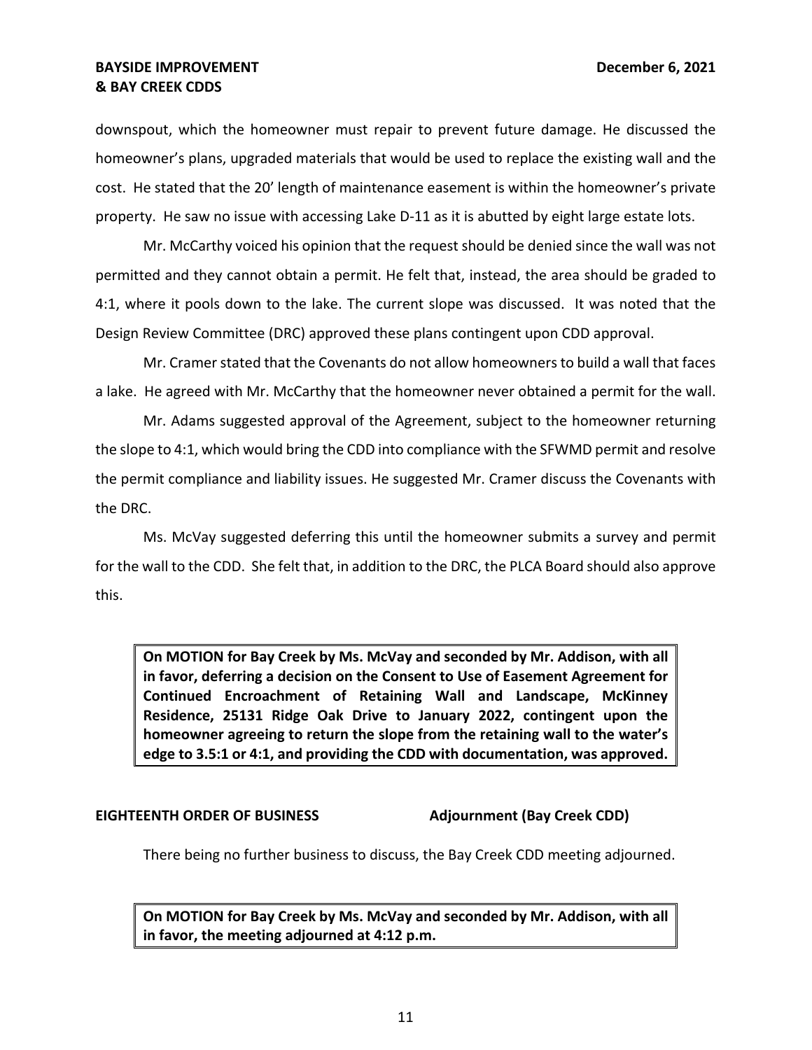downspout, which the homeowner must repair to prevent future damage. He discussed the homeowner's plans, upgraded materials that would be used to replace the existing wall and the cost. He stated that the 20' length of maintenance easement is within the homeowner's private property. He saw no issue with accessing Lake D-11 as it is abutted by eight large estate lots.

Mr. McCarthy voiced his opinion that the request should be denied since the wall was not permitted and they cannot obtain a permit. He felt that, instead, the area should be graded to 4:1, where it pools down to the lake. The current slope was discussed. It was noted that the Design Review Committee (DRC) approved these plans contingent upon CDD approval.

Mr. Cramer stated that the Covenants do not allow homeowners to build a wall that faces a lake. He agreed with Mr. McCarthy that the homeowner never obtained a permit for the wall.

Mr. Adams suggested approval of the Agreement, subject to the homeowner returning the slope to 4:1, which would bring the CDD into compliance with the SFWMD permit and resolve the permit compliance and liability issues. He suggested Mr. Cramer discuss the Covenants with the DRC.

Ms. McVay suggested deferring this until the homeowner submits a survey and permit for the wall to the CDD. She felt that, in addition to the DRC, the PLCA Board should also approve this.

> **On MOTION for Bay Creek by Ms. McVay and seconded by Mr. Addison, with all in favor, deferring a decision on the Consent to Use of Easement Agreement for Continued Encroachment of Retaining Wall and Landscape, McKinney Residence, 25131 Ridge Oak Drive to January 2022, contingent upon the homeowner agreeing to return the slope from the retaining wall to the water's edge to 3.5:1 or 4:1, and providing the CDD with documentation, was approved.**

**EIGHTEENTH ORDER OF BUSINESS — Adjournment (Bay Creek CDD)**

There being no further business to discuss, the Bay Creek CDD meeting adjourned.

> **On MOTION for Bay Creek by Ms. McVay and seconded by Mr. Addison, with all in favor, the meeting adjourned at 4:12 p.m.**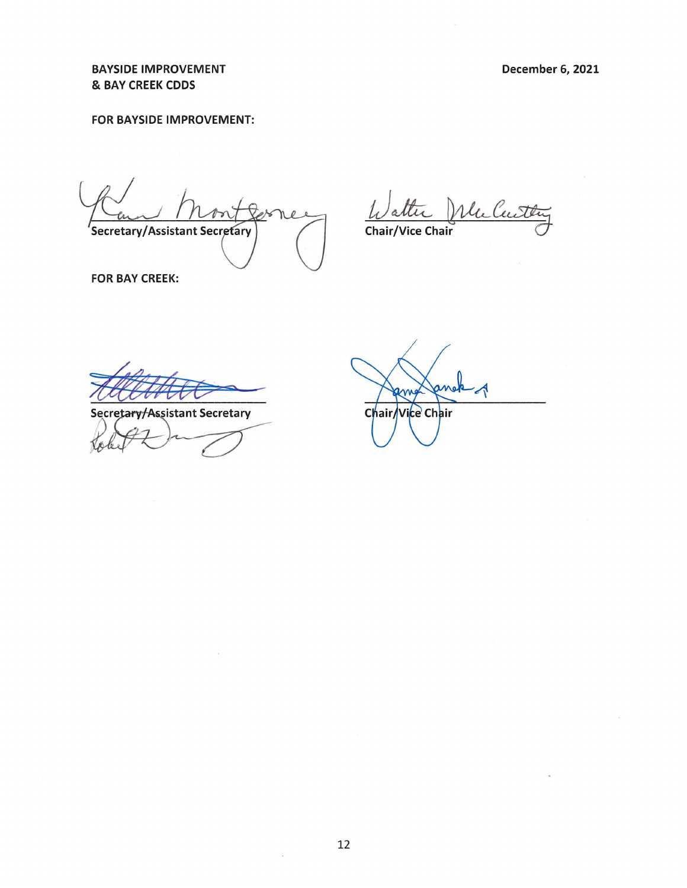**BAYSIDE IMPROVEMENT & BAY CREEK CDDS**

**December 6, 2021**

**FOR BAYSIDE IMPROVEMENT:**

_______________________________
Secretary/Assistant Secretary

_______________________________
Chair/Vice Chair

**FOR BAY CREEK:**

_______________________________
Secretary/Assistant Secretary

_______________________________
Chair/Vice Chair